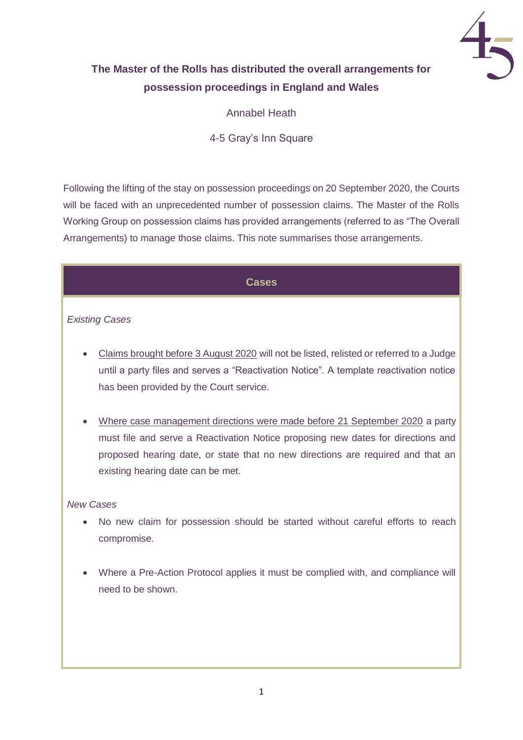# The Master of the Rolls has distributed the overall arrangements for possession proceedings in England and Wales

Annabel Heath

4-5 Gray's Inn Square

Following the lifting of the stay on possession proceedings on 20 September 2020, the Courts will be faced with an unprecedented number of possession claims. The Master of the Rolls Working Group on possession claims has provided arrangements (referred to as "The Overall Arrangements) to manage those claims. This note summarises those arrangements.

## Cases

*Existing Cases*

- Claims brought before 3 August 2020 will not be listed, relisted or referred to a Judge until a party files and serves a "Reactivation Notice". A template reactivation notice has been provided by the Court service.

- Where case management directions were made before 21 September 2020 a party must file and serve a Reactivation Notice proposing new dates for directions and proposed hearing date, or state that no new directions are required and that an existing hearing date can be met.

*New Cases*

- No new claim for possession should be started without careful efforts to reach compromise.

- Where a Pre-Action Protocol applies it must be complied with, and compliance will need to be shown.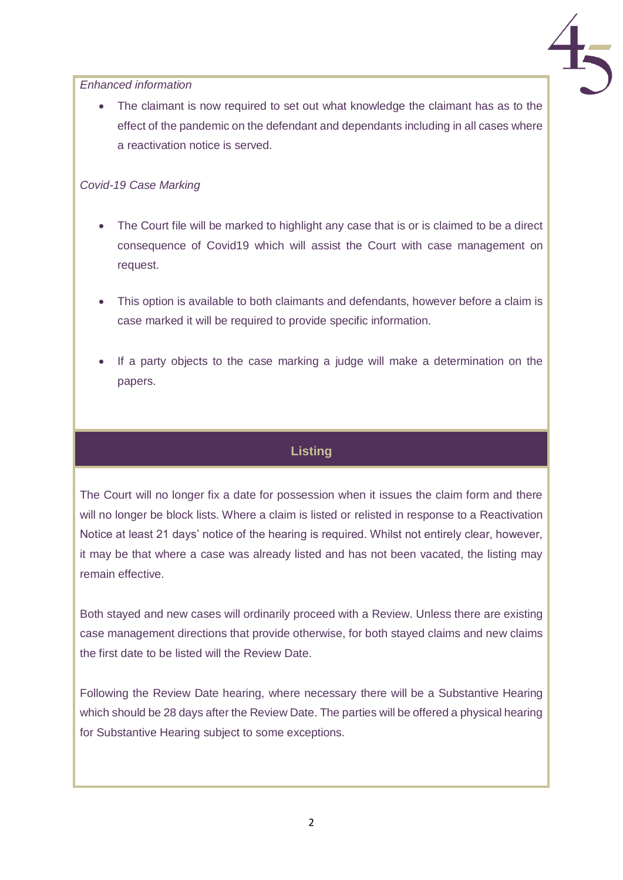*Enhanced information*

- The claimant is now required to set out what knowledge the claimant has as to the effect of the pandemic on the defendant and dependants including in all cases where a reactivation notice is served.

*Covid-19 Case Marking*

- The Court file will be marked to highlight any case that is or is claimed to be a direct consequence of Covid19 which will assist the Court with case management on request.
- This option is available to both claimants and defendants, however before a claim is case marked it will be required to provide specific information.
- If a party objects to the case marking a judge will make a determination on the papers.

## Listing

The Court will no longer fix a date for possession when it issues the claim form and there will no longer be block lists. Where a claim is listed or relisted in response to a Reactivation Notice at least 21 days' notice of the hearing is required. Whilst not entirely clear, however, it may be that where a case was already listed and has not been vacated, the listing may remain effective.

Both stayed and new cases will ordinarily proceed with a Review. Unless there are existing case management directions that provide otherwise, for both stayed claims and new claims the first date to be listed will the Review Date.

Following the Review Date hearing, where necessary there will be a Substantive Hearing which should be 28 days after the Review Date. The parties will be offered a physical hearing for Substantive Hearing subject to some exceptions.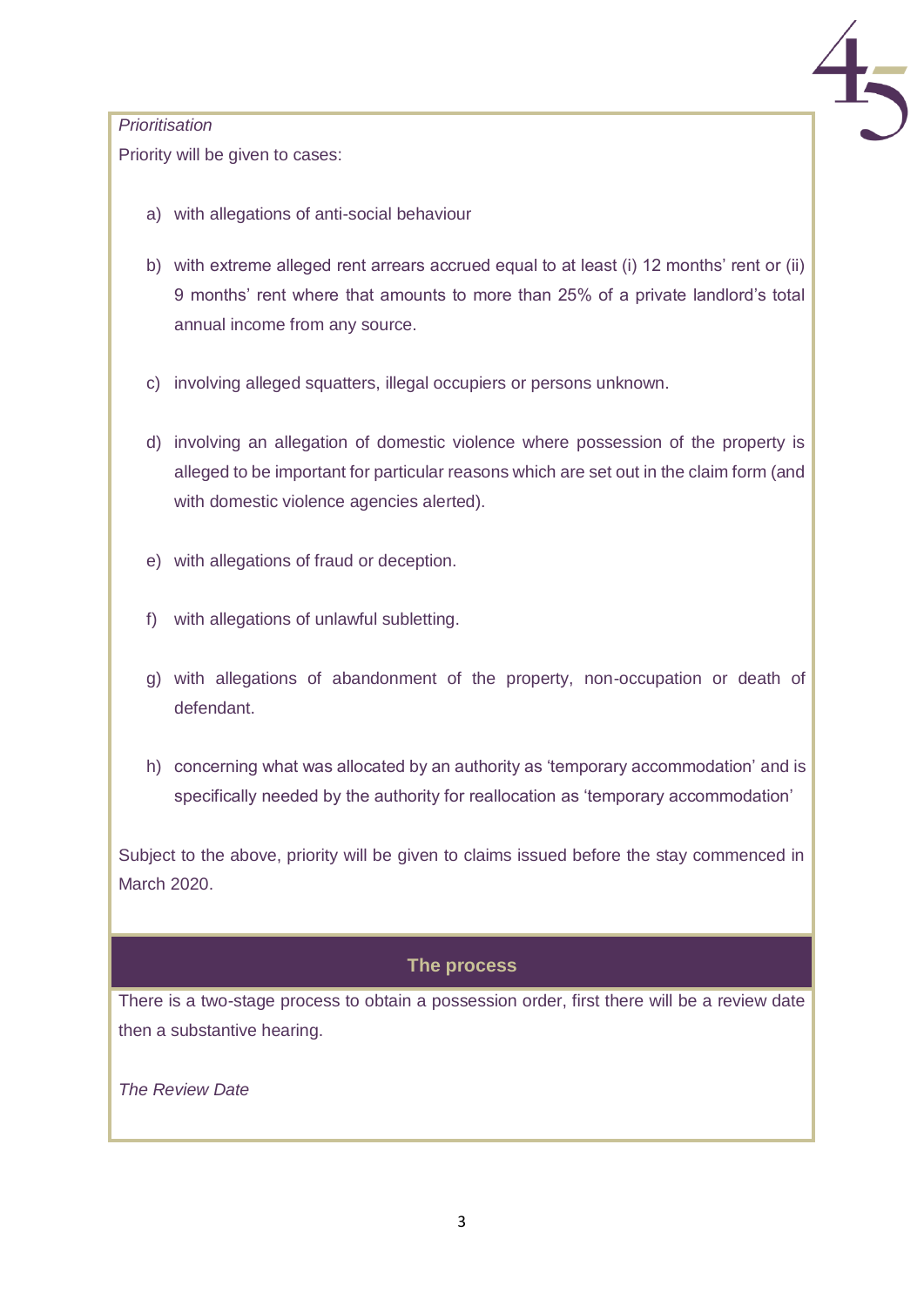*Prioritisation*

Priority will be given to cases:

a) with allegations of anti-social behaviour

b) with extreme alleged rent arrears accrued equal to at least (i) 12 months' rent or (ii) 9 months' rent where that amounts to more than 25% of a private landlord's total annual income from any source.

c) involving alleged squatters, illegal occupiers or persons unknown.

d) involving an allegation of domestic violence where possession of the property is alleged to be important for particular reasons which are set out in the claim form (and with domestic violence agencies alerted).

e) with allegations of fraud or deception.

f) with allegations of unlawful subletting.

g) with allegations of abandonment of the property, non-occupation or death of defendant.

h) concerning what was allocated by an authority as 'temporary accommodation' and is specifically needed by the authority for reallocation as 'temporary accommodation'

Subject to the above, priority will be given to claims issued before the stay commenced in March 2020.

## The process

There is a two-stage process to obtain a possession order, first there will be a review date then a substantive hearing.

*The Review Date*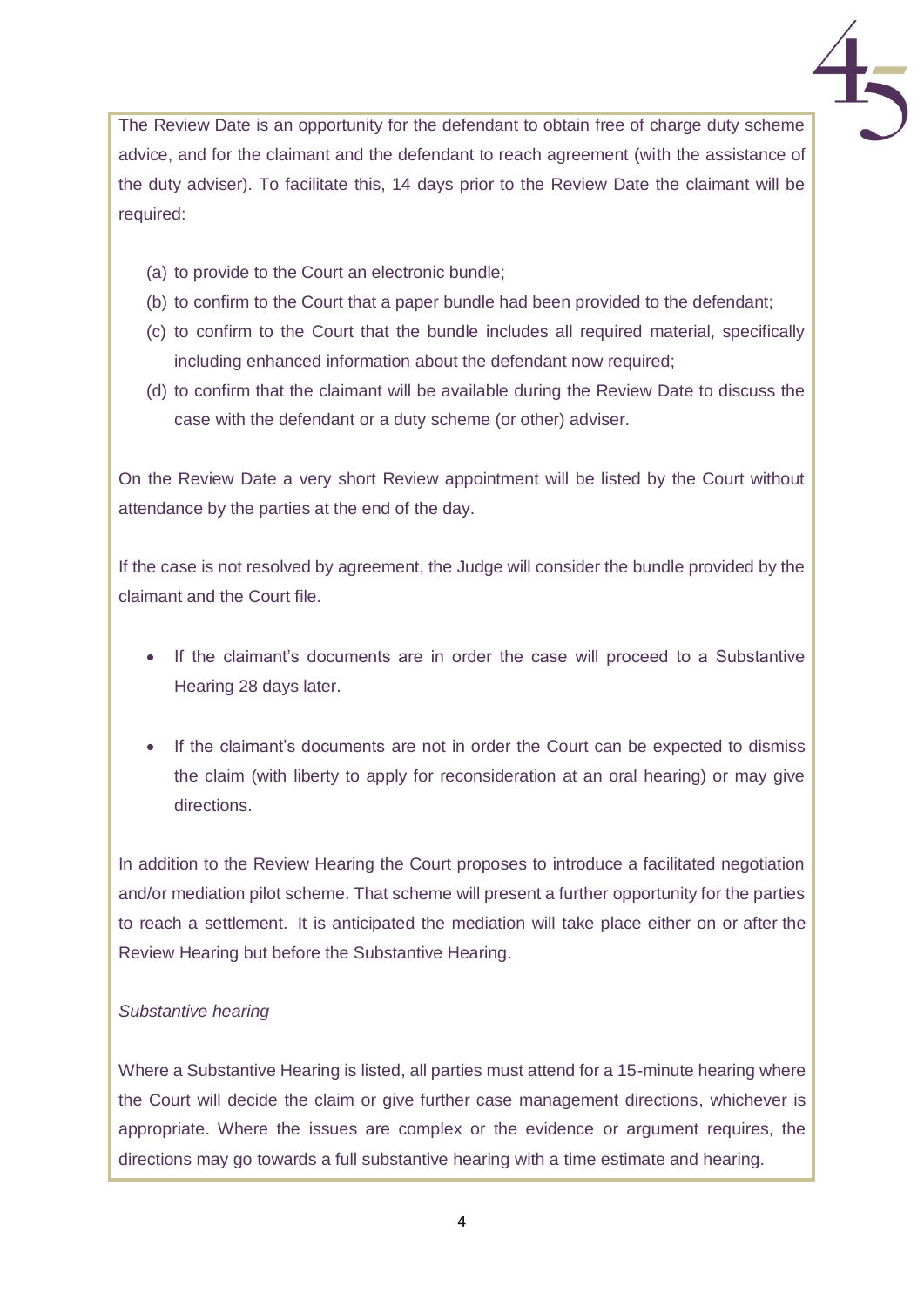The Review Date is an opportunity for the defendant to obtain free of charge duty scheme advice, and for the claimant and the defendant to reach agreement (with the assistance of the duty adviser). To facilitate this, 14 days prior to the Review Date the claimant will be required:

(a) to provide to the Court an electronic bundle;

(b) to confirm to the Court that a paper bundle had been provided to the defendant;

(c) to confirm to the Court that the bundle includes all required material, specifically including enhanced information about the defendant now required;

(d) to confirm that the claimant will be available during the Review Date to discuss the case with the defendant or a duty scheme (or other) adviser.

On the Review Date a very short Review appointment will be listed by the Court without attendance by the parties at the end of the day.

If the case is not resolved by agreement, the Judge will consider the bundle provided by the claimant and the Court file.

- If the claimant's documents are in order the case will proceed to a Substantive Hearing 28 days later.

- If the claimant's documents are not in order the Court can be expected to dismiss the claim (with liberty to apply for reconsideration at an oral hearing) or may give directions.

In addition to the Review Hearing the Court proposes to introduce a facilitated negotiation and/or mediation pilot scheme. That scheme will present a further opportunity for the parties to reach a settlement. It is anticipated the mediation will take place either on or after the Review Hearing but before the Substantive Hearing.

*Substantive hearing*

Where a Substantive Hearing is listed, all parties must attend for a 15-minute hearing where the Court will decide the claim or give further case management directions, whichever is appropriate. Where the issues are complex or the evidence or argument requires, the directions may go towards a full substantive hearing with a time estimate and hearing.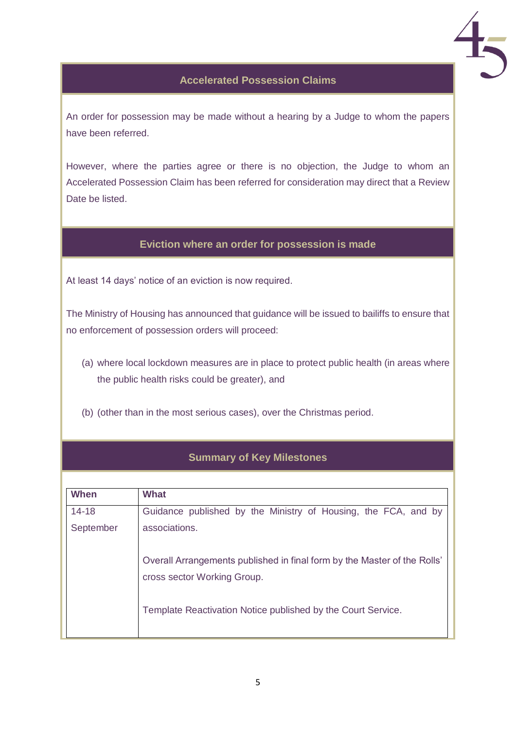## Accelerated Possession Claims

An order for possession may be made without a hearing by a Judge to whom the papers have been referred.

However, where the parties agree or there is no objection, the Judge to whom an Accelerated Possession Claim has been referred for consideration may direct that a Review Date be listed.

## Eviction where an order for possession is made

At least 14 days' notice of an eviction is now required.

The Ministry of Housing has announced that guidance will be issued to bailiffs to ensure that no enforcement of possession orders will proceed:

(a) where local lockdown measures are in place to protect public health (in areas where the public health risks could be greater), and

(b) (other than in the most serious cases), over the Christmas period.

## Summary of Key Milestones

| When | What |
|---|---|
| 14-18 September | Guidance published by the Ministry of Housing, the FCA, and by associations.<br><br>Overall Arrangements published in final form by the Master of the Rolls' cross sector Working Group.<br><br>Template Reactivation Notice published by the Court Service. |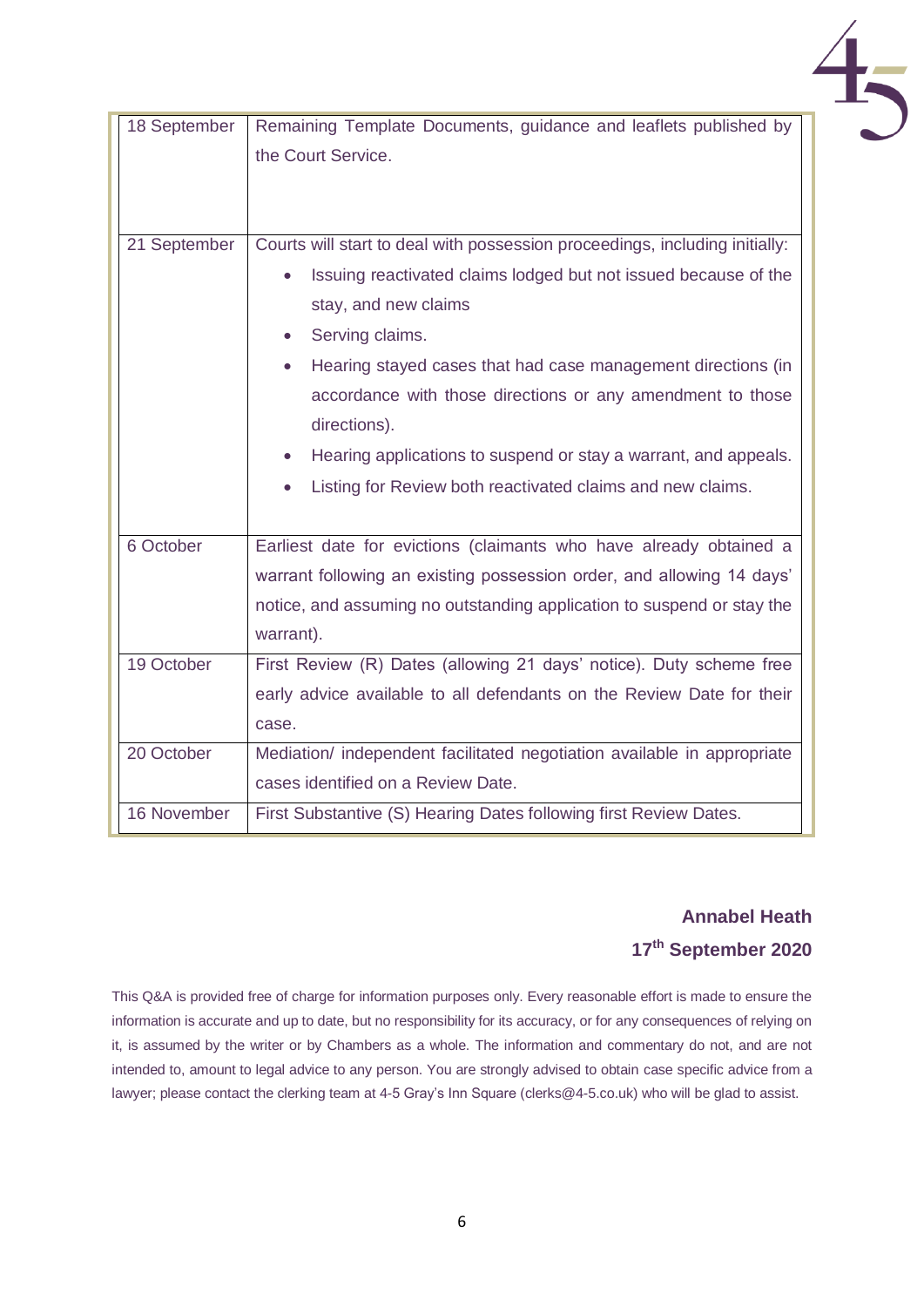| | |
|---|---|
| 18 September | Remaining Template Documents, guidance and leaflets published by the Court Service. |
| 21 September | Courts will start to deal with possession proceedings, including initially:<br>• Issuing reactivated claims lodged but not issued because of the stay, and new claims<br>• Serving claims.<br>• Hearing stayed cases that had case management directions (in accordance with those directions or any amendment to those directions).<br>• Hearing applications to suspend or stay a warrant, and appeals.<br>• Listing for Review both reactivated claims and new claims. |
| 6 October | Earliest date for evictions (claimants who have already obtained a warrant following an existing possession order, and allowing 14 days' notice, and assuming no outstanding application to suspend or stay the warrant). |
| 19 October | First Review (R) Dates (allowing 21 days' notice). Duty scheme free early advice available to all defendants on the Review Date for their case. |
| 20 October | Mediation/ independent facilitated negotiation available in appropriate cases identified on a Review Date. |
| 16 November | First Substantive (S) Hearing Dates following first Review Dates. |

**Annabel Heath**

**17th September 2020**

This Q&A is provided free of charge for information purposes only. Every reasonable effort is made to ensure the information is accurate and up to date, but no responsibility for its accuracy, or for any consequences of relying on it, is assumed by the writer or by Chambers as a whole. The information and commentary do not, and are not intended to, amount to legal advice to any person. You are strongly advised to obtain case specific advice from a lawyer; please contact the clerking team at 4-5 Gray's Inn Square (clerks@4-5.co.uk) who will be glad to assist.